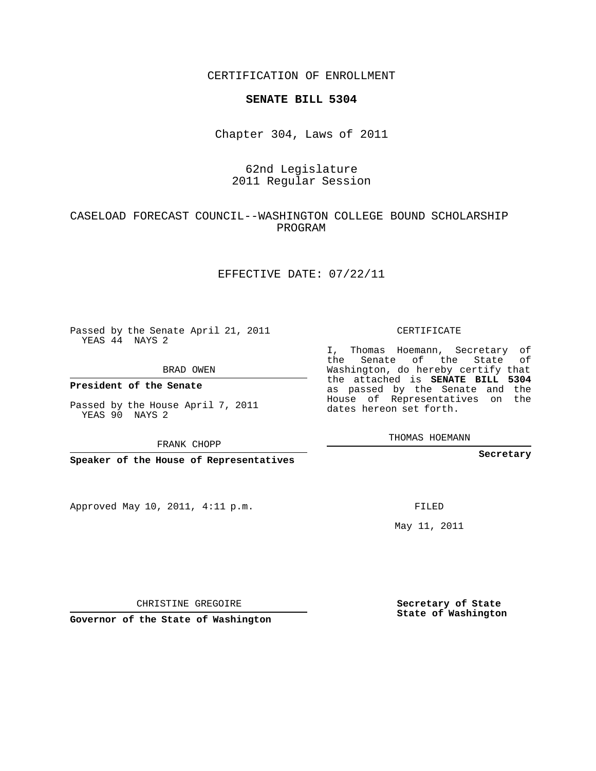CERTIFICATION OF ENROLLMENT

**SENATE BILL 5304**

Chapter 304, Laws of 2011

62nd Legislature
2011 Regular Session

CASELOAD FORECAST COUNCIL--WASHINGTON COLLEGE BOUND SCHOLARSHIP PROGRAM

EFFECTIVE DATE: 07/22/11

Passed by the Senate April 21, 2011
YEAS 44 NAYS 2

BRAD OWEN

**President of the Senate**

Passed by the House April 7, 2011
YEAS 90 NAYS 2

FRANK CHOPP

**Speaker of the House of Representatives**

Approved May 10, 2011, 4:11 p.m.

CHRISTINE GREGOIRE

**Governor of the State of Washington**

CERTIFICATE

I, Thomas Hoemann, Secretary of the Senate of the State of Washington, do hereby certify that the attached is **SENATE BILL 5304** as passed by the Senate and the House of Representatives on the dates hereon set forth.

THOMAS HOEMANN

**Secretary**

FILED

May 11, 2011

**Secretary of State**
**State of Washington**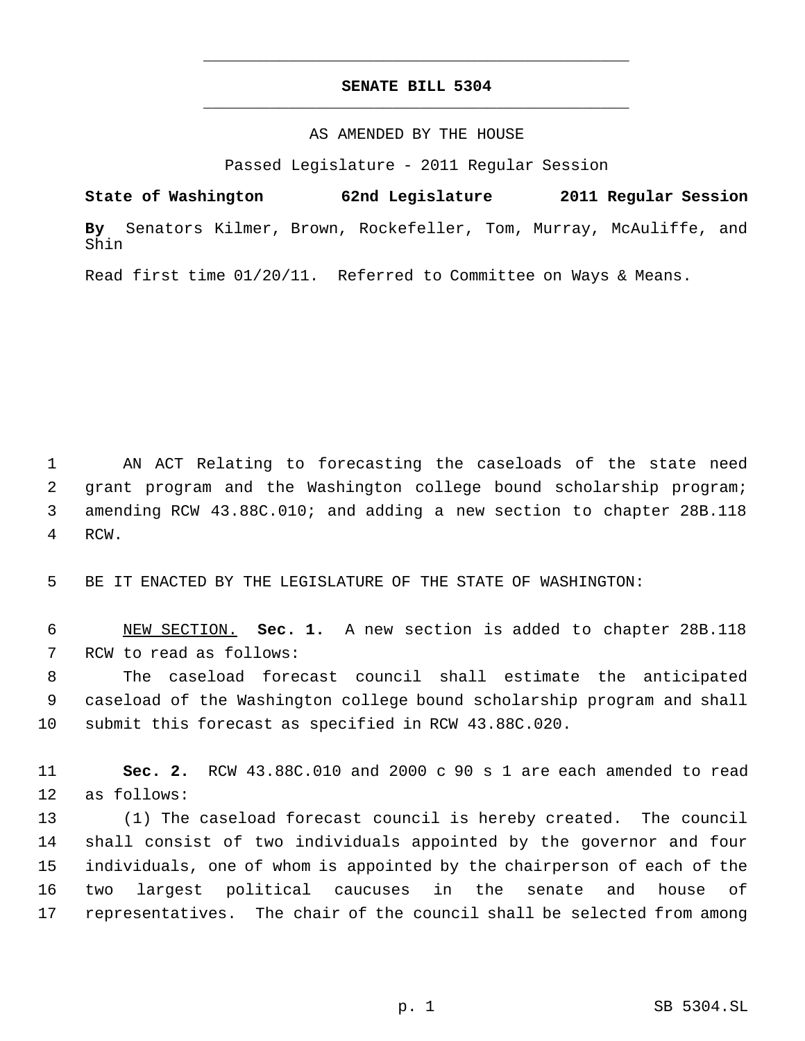**SENATE BILL 5304**

AS AMENDED BY THE HOUSE

Passed Legislature - 2011 Regular Session

**State of Washington 62nd Legislature 2011 Regular Session**

**By** Senators Kilmer, Brown, Rockefeller, Tom, Murray, McAuliffe, and Shin

Read first time 01/20/11. Referred to Committee on Ways & Means.

AN ACT Relating to forecasting the caseloads of the state need grant program and the Washington college bound scholarship program; amending RCW 43.88C.010; and adding a new section to chapter 28B.118 RCW.

BE IT ENACTED BY THE LEGISLATURE OF THE STATE OF WASHINGTON:

NEW SECTION. **Sec. 1.** A new section is added to chapter 28B.118 RCW to read as follows:

The caseload forecast council shall estimate the anticipated caseload of the Washington college bound scholarship program and shall submit this forecast as specified in RCW 43.88C.020.

**Sec. 2.** RCW 43.88C.010 and 2000 c 90 s 1 are each amended to read as follows:

(1) The caseload forecast council is hereby created. The council shall consist of two individuals appointed by the governor and four individuals, one of whom is appointed by the chairperson of each of the two largest political caucuses in the senate and house of representatives. The chair of the council shall be selected from among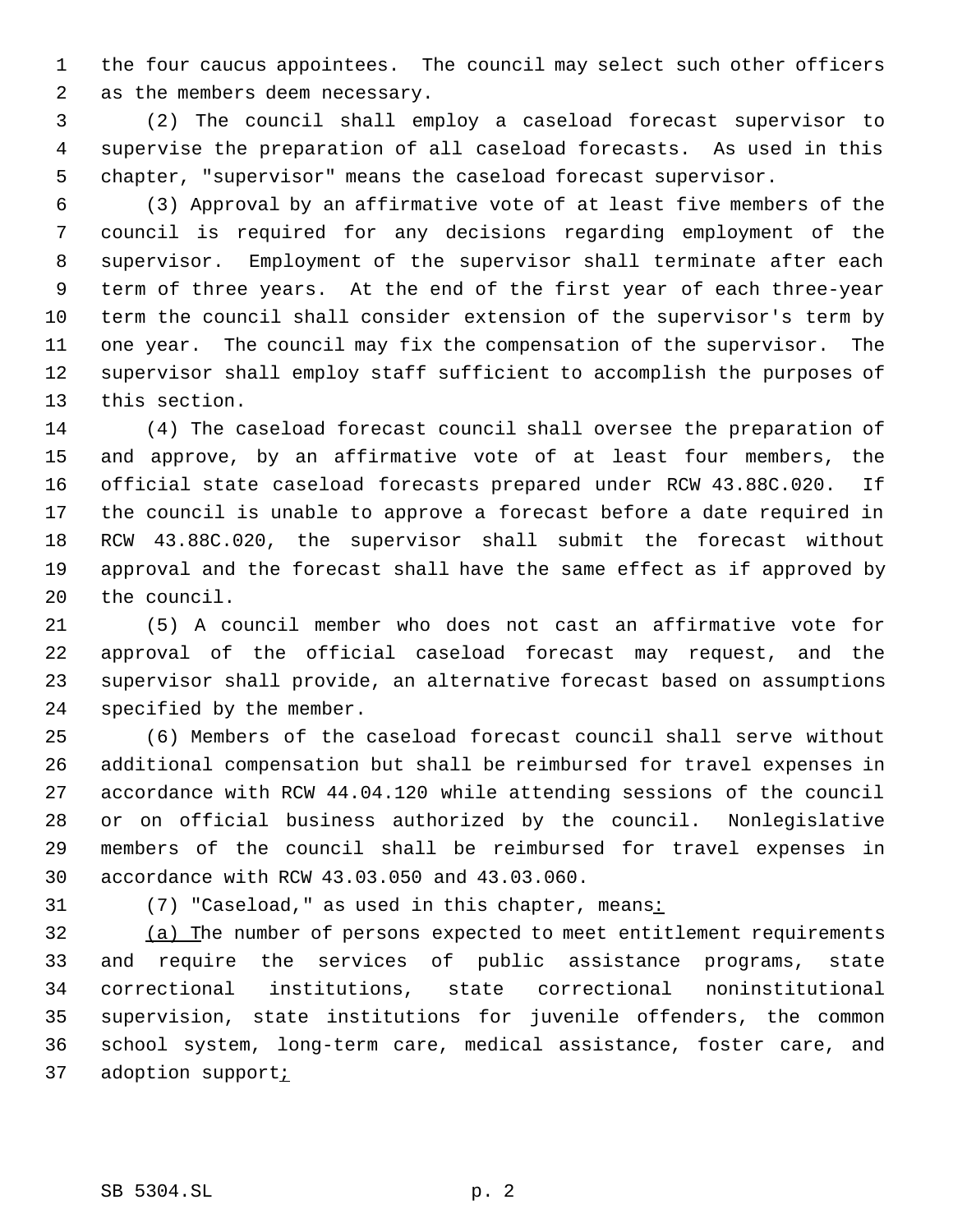the four caucus appointees. The council may select such other officers as the members deem necessary.

(2) The council shall employ a caseload forecast supervisor to supervise the preparation of all caseload forecasts. As used in this chapter, "supervisor" means the caseload forecast supervisor.

(3) Approval by an affirmative vote of at least five members of the council is required for any decisions regarding employment of the supervisor. Employment of the supervisor shall terminate after each term of three years. At the end of the first year of each three-year term the council shall consider extension of the supervisor's term by one year. The council may fix the compensation of the supervisor. The supervisor shall employ staff sufficient to accomplish the purposes of this section.

(4) The caseload forecast council shall oversee the preparation of and approve, by an affirmative vote of at least four members, the official state caseload forecasts prepared under RCW 43.88C.020. If the council is unable to approve a forecast before a date required in RCW 43.88C.020, the supervisor shall submit the forecast without approval and the forecast shall have the same effect as if approved by the council.

(5) A council member who does not cast an affirmative vote for approval of the official caseload forecast may request, and the supervisor shall provide, an alternative forecast based on assumptions specified by the member.

(6) Members of the caseload forecast council shall serve without additional compensation but shall be reimbursed for travel expenses in accordance with RCW 44.04.120 while attending sessions of the council or on official business authorized by the council. Nonlegislative members of the council shall be reimbursed for travel expenses in accordance with RCW 43.03.050 and 43.03.060.

(7) "Caseload," as used in this chapter, means:

(a) The number of persons expected to meet entitlement requirements and require the services of public assistance programs, state correctional institutions, state correctional noninstitutional supervision, state institutions for juvenile offenders, the common school system, long-term care, medical assistance, foster care, and adoption support;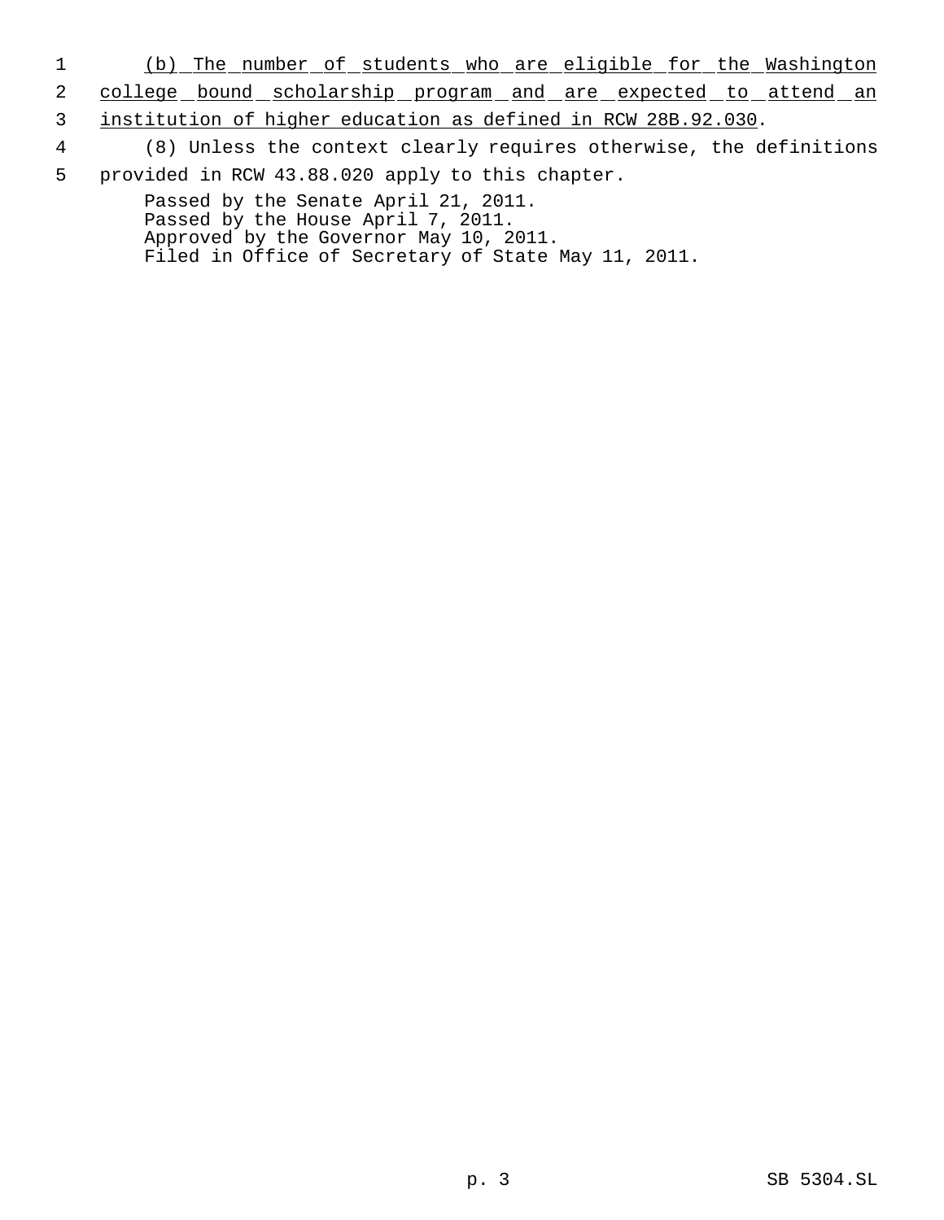(b) The number of students who are eligible for the Washington college bound scholarship program and are expected to attend an institution of higher education as defined in RCW 28B.92.030.

(8) Unless the context clearly requires otherwise, the definitions provided in RCW 43.88.020 apply to this chapter.

Passed by the Senate April 21, 2011.
Passed by the House April 7, 2011.
Approved by the Governor May 10, 2011.
Filed in Office of Secretary of State May 11, 2011.